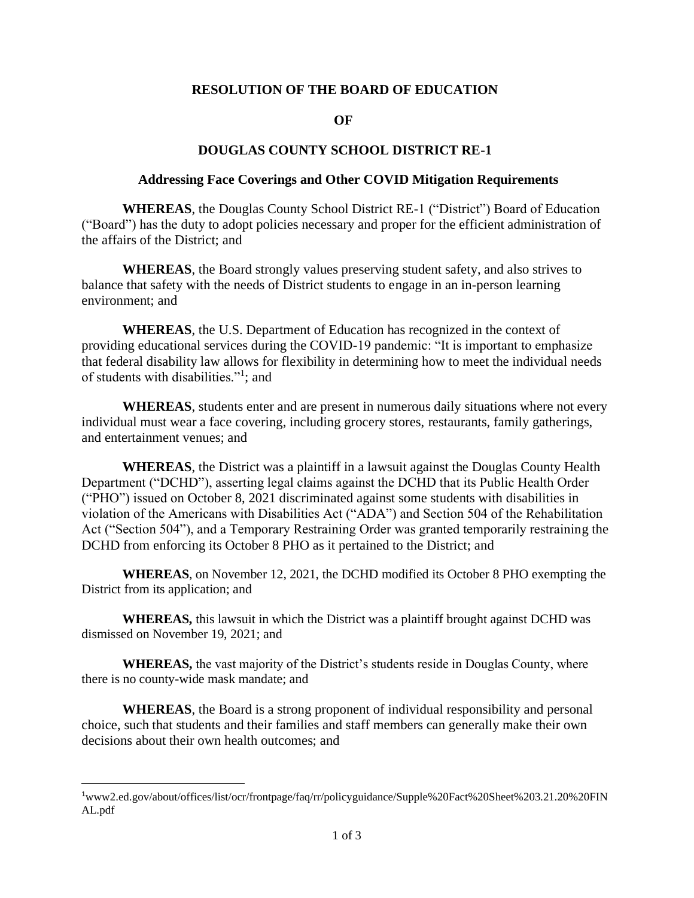# RESOLUTION OF THE BOARD OF EDUCATION

# OF

# DOUGLAS COUNTY SCHOOL DISTRICT RE-1

## Addressing Face Coverings and Other COVID Mitigation Requirements

**WHEREAS**, the Douglas County School District RE-1 ("District") Board of Education ("Board") has the duty to adopt policies necessary and proper for the efficient administration of the affairs of the District; and

**WHEREAS**, the Board strongly values preserving student safety, and also strives to balance that safety with the needs of District students to engage in an in-person learning environment; and

**WHEREAS**, the U.S. Department of Education has recognized in the context of providing educational services during the COVID-19 pandemic: "It is important to emphasize that federal disability law allows for flexibility in determining how to meet the individual needs of students with disabilities."[1]; and

**WHEREAS**, students enter and are present in numerous daily situations where not every individual must wear a face covering, including grocery stores, restaurants, family gatherings, and entertainment venues; and

**WHEREAS**, the District was a plaintiff in a lawsuit against the Douglas County Health Department ("DCHD"), asserting legal claims against the DCHD that its Public Health Order ("PHO") issued on October 8, 2021 discriminated against some students with disabilities in violation of the Americans with Disabilities Act ("ADA") and Section 504 of the Rehabilitation Act ("Section 504"), and a Temporary Restraining Order was granted temporarily restraining the DCHD from enforcing its October 8 PHO as it pertained to the District; and

**WHEREAS**, on November 12, 2021, the DCHD modified its October 8 PHO exempting the District from its application; and

**WHEREAS,** this lawsuit in which the District was a plaintiff brought against DCHD was dismissed on November 19, 2021; and

**WHEREAS,** the vast majority of the District's students reside in Douglas County, where there is no county-wide mask mandate; and

**WHEREAS**, the Board is a strong proponent of individual responsibility and personal choice, such that students and their families and staff members can generally make their own decisions about their own health outcomes; and

---

[1] www2.ed.gov/about/offices/list/ocr/frontpage/faq/rr/policyguidance/Supple%20Fact%20Sheet%203.21.20%20FINAL.pdf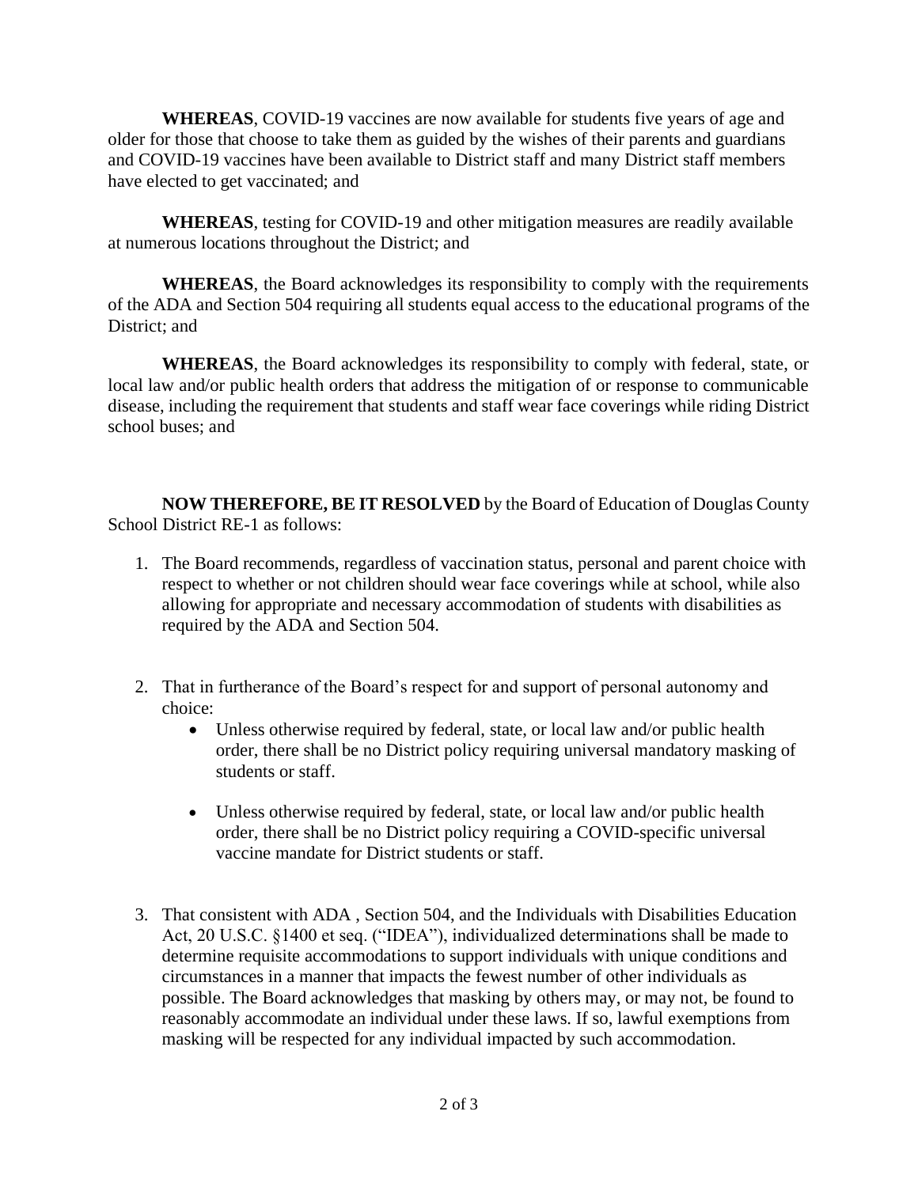**WHEREAS**, COVID-19 vaccines are now available for students five years of age and older for those that choose to take them as guided by the wishes of their parents and guardians and COVID-19 vaccines have been available to District staff and many District staff members have elected to get vaccinated; and

**WHEREAS**, testing for COVID-19 and other mitigation measures are readily available at numerous locations throughout the District; and

**WHEREAS**, the Board acknowledges its responsibility to comply with the requirements of the ADA and Section 504 requiring all students equal access to the educational programs of the District; and

**WHEREAS**, the Board acknowledges its responsibility to comply with federal, state, or local law and/or public health orders that address the mitigation of or response to communicable disease, including the requirement that students and staff wear face coverings while riding District school buses; and

**NOW THEREFORE, BE IT RESOLVED** by the Board of Education of Douglas County School District RE-1 as follows:

1. The Board recommends, regardless of vaccination status, personal and parent choice with respect to whether or not children should wear face coverings while at school, while also allowing for appropriate and necessary accommodation of students with disabilities as required by the ADA and Section 504.

2. That in furtherance of the Board's respect for and support of personal autonomy and choice:
   - Unless otherwise required by federal, state, or local law and/or public health order, there shall be no District policy requiring universal mandatory masking of students or staff.
   - Unless otherwise required by federal, state, or local law and/or public health order, there shall be no District policy requiring a COVID-specific universal vaccine mandate for District students or staff.

3. That consistent with ADA , Section 504, and the Individuals with Disabilities Education Act, 20 U.S.C. §1400 et seq. ("IDEA"), individualized determinations shall be made to determine requisite accommodations to support individuals with unique conditions and circumstances in a manner that impacts the fewest number of other individuals as possible. The Board acknowledges that masking by others may, or may not, be found to reasonably accommodate an individual under these laws. If so, lawful exemptions from masking will be respected for any individual impacted by such accommodation.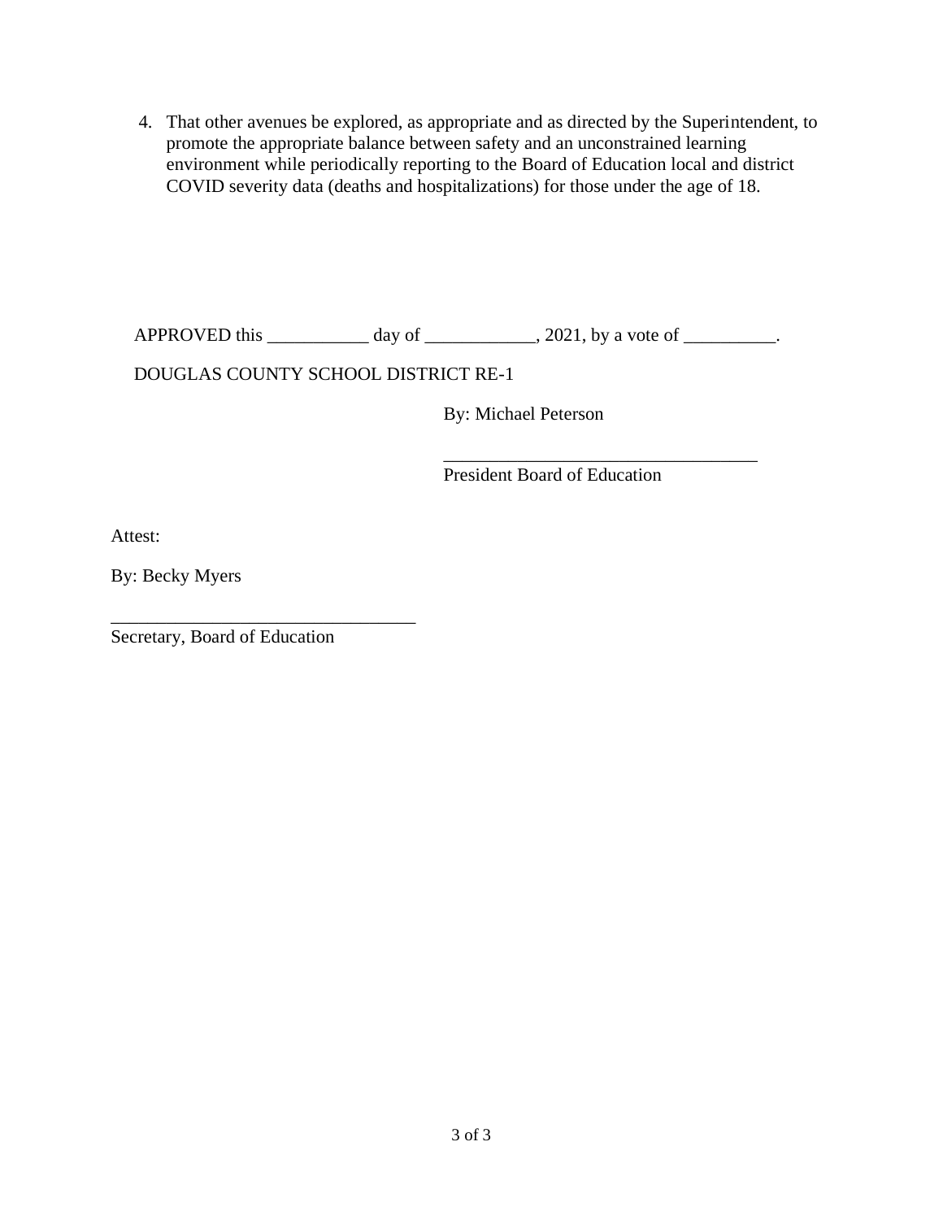4. That other avenues be explored, as appropriate and as directed by the Superintendent, to promote the appropriate balance between safety and an unconstrained learning environment while periodically reporting to the Board of Education local and district COVID severity data (deaths and hospitalizations) for those under the age of 18.

APPROVED this ___________ day of ____________, 2021, by a vote of __________.

DOUGLAS COUNTY SCHOOL DISTRICT RE-1

By: Michael Peterson

___________________________________
President Board of Education

Attest:

By: Becky Myers

_________________________________
Secretary, Board of Education